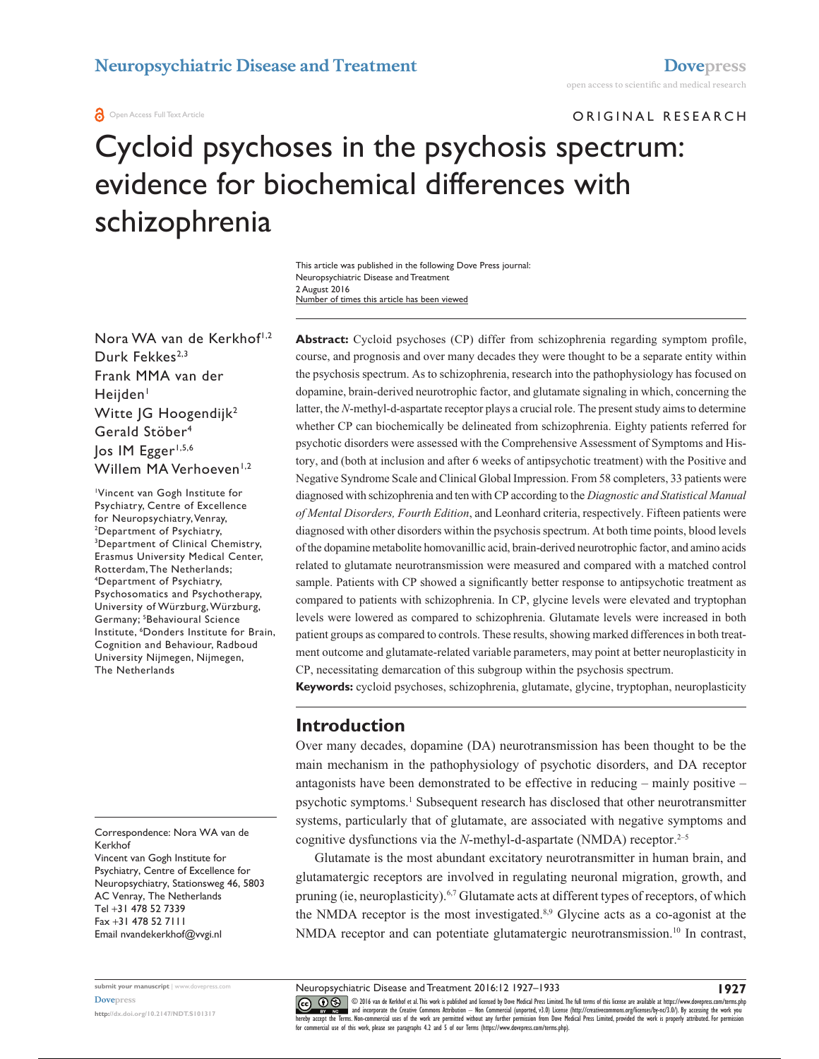ORIGINAL RESEARCH

# Cycloid psychoses in the psychosis spectrum: evidence for biochemical differences with schizophrenia

This article was published in the following Dove Press journal:
Neuropsychiatric Disease and Treatment
2 August 2016
Number of times this article has been viewed

Nora WA van de Kerkhof[1,2]
Durk Fekkes[2,3]
Frank MMA van der Heijden[1]
Witte JG Hoogendijk[2]
Gerald Stöber[4]
Jos IM Egger[1,5,6]
Willem MA Verhoeven[1,2]

[1]Vincent van Gogh Institute for Psychiatry, Centre of Excellence for Neuropsychiatry, Venray, [2]Department of Psychiatry, [3]Department of Clinical Chemistry, Erasmus University Medical Center, Rotterdam, The Netherlands; [4]Department of Psychiatry, Psychosomatics and Psychotherapy, University of Würzburg, Würzburg, Germany; [5]Behavioural Science Institute, [6]Donders Institute for Brain, Cognition and Behaviour, Radboud University Nijmegen, Nijmegen, The Netherlands

Correspondence: Nora WA van de Kerkhof
Vincent van Gogh Institute for Psychiatry, Centre of Excellence for Neuropsychiatry, Stationsweg 46, 5803 AC Venray, The Netherlands
Tel +31 478 52 7339
Fax +31 478 52 7111
Email nvandekerkhof@vvgi.nl

**Abstract:** Cycloid psychoses (CP) differ from schizophrenia regarding symptom profile, course, and prognosis and over many decades they were thought to be a separate entity within the psychosis spectrum. As to schizophrenia, research into the pathophysiology has focused on dopamine, brain-derived neurotrophic factor, and glutamate signaling in which, concerning the latter, the *N*-methyl-d-aspartate receptor plays a crucial role. The present study aims to determine whether CP can biochemically be delineated from schizophrenia. Eighty patients referred for psychotic disorders were assessed with the Comprehensive Assessment of Symptoms and History, and (both at inclusion and after 6 weeks of antipsychotic treatment) with the Positive and Negative Syndrome Scale and Clinical Global Impression. From 58 completers, 33 patients were diagnosed with schizophrenia and ten with CP according to the *Diagnostic and Statistical Manual of Mental Disorders, Fourth Edition*, and Leonhard criteria, respectively. Fifteen patients were diagnosed with other disorders within the psychosis spectrum. At both time points, blood levels of the dopamine metabolite homovanillic acid, brain-derived neurotrophic factor, and amino acids related to glutamate neurotransmission were measured and compared with a matched control sample. Patients with CP showed a significantly better response to antipsychotic treatment as compared to patients with schizophrenia. In CP, glycine levels were elevated and tryptophan levels were lowered as compared to schizophrenia. Glutamate levels were increased in both patient groups as compared to controls. These results, showing marked differences in both treatment outcome and glutamate-related variable parameters, may point at better neuroplasticity in CP, necessitating demarcation of this subgroup within the psychosis spectrum.

**Keywords:** cycloid psychoses, schizophrenia, glutamate, glycine, tryptophan, neuroplasticity

## Introduction

Over many decades, dopamine (DA) neurotransmission has been thought to be the main mechanism in the pathophysiology of psychotic disorders, and DA receptor antagonists have been demonstrated to be effective in reducing – mainly positive – psychotic symptoms.[1] Subsequent research has disclosed that other neurotransmitter systems, particularly that of glutamate, are associated with negative symptoms and cognitive dysfunctions via the *N*-methyl-d-aspartate (NMDA) receptor.[2–5]

Glutamate is the most abundant excitatory neurotransmitter in human brain, and glutamatergic receptors are involved in regulating neuronal migration, growth, and pruning (ie, neuroplasticity).[6,7] Glutamate acts at different types of receptors, of which the NMDA receptor is the most investigated.[8,9] Glycine acts as a co-agonist at the NMDA receptor and can potentiate glutamatergic neurotransmission.[10] In contrast,

© 2016 van de Kerkhof et al. This work is published and licensed by Dove Medical Press Limited. The full terms of this license are available at https://www.dovepress.com/terms.php and incorporate the Creative Commons Attribution – Non Commercial (unported, v3.0) License (http://creativecommons.org/licenses/by-nc/3.0/). By accessing the work you hereby accept the Terms. Non-commercial uses of the work are permitted without any further permission from Dove Medical Press Limited, provided the work is properly attributed. For permission for commercial use of this work, please see paragraphs 4.2 and 5 of our Terms (https://www.dovepress.com/terms.php).

http://dx.doi.org/10.2147/NDT.S101317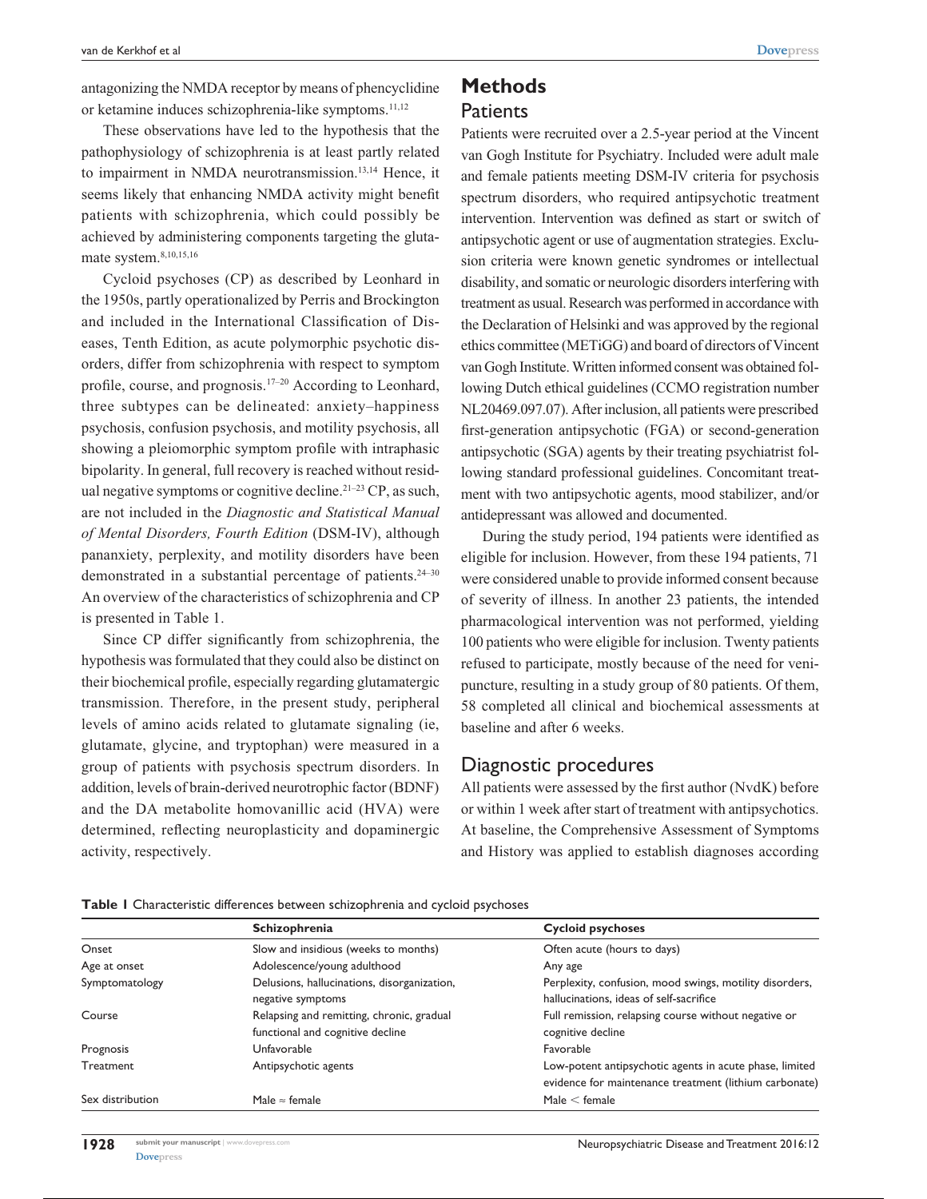antagonizing the NMDA receptor by means of phencyclidine or ketamine induces schizophrenia-like symptoms.[11,12]

These observations have led to the hypothesis that the pathophysiology of schizophrenia is at least partly related to impairment in NMDA neurotransmission.[13,14] Hence, it seems likely that enhancing NMDA activity might benefit patients with schizophrenia, which could possibly be achieved by administering components targeting the glutamate system.[8,10,15,16]

Cycloid psychoses (CP) as described by Leonhard in the 1950s, partly operationalized by Perris and Brockington and included in the International Classification of Diseases, Tenth Edition, as acute polymorphic psychotic disorders, differ from schizophrenia with respect to symptom profile, course, and prognosis.[17–20] According to Leonhard, three subtypes can be delineated: anxiety–happiness psychosis, confusion psychosis, and motility psychosis, all showing a pleiomorphic symptom profile with intraphasic bipolarity. In general, full recovery is reached without residual negative symptoms or cognitive decline.[21–23] CP, as such, are not included in the *Diagnostic and Statistical Manual of Mental Disorders, Fourth Edition* (DSM-IV), although pananxiety, perplexity, and motility disorders have been demonstrated in a substantial percentage of patients.[24–30] An overview of the characteristics of schizophrenia and CP is presented in Table 1.

Since CP differ significantly from schizophrenia, the hypothesis was formulated that they could also be distinct on their biochemical profile, especially regarding glutamatergic transmission. Therefore, in the present study, peripheral levels of amino acids related to glutamate signaling (ie, glutamate, glycine, and tryptophan) were measured in a group of patients with psychosis spectrum disorders. In addition, levels of brain-derived neurotrophic factor (BDNF) and the DA metabolite homovanillic acid (HVA) were determined, reflecting neuroplasticity and dopaminergic activity, respectively.

# Methods

## Patients

Patients were recruited over a 2.5-year period at the Vincent van Gogh Institute for Psychiatry. Included were adult male and female patients meeting DSM-IV criteria for psychosis spectrum disorders, who required antipsychotic treatment intervention. Intervention was defined as start or switch of antipsychotic agent or use of augmentation strategies. Exclusion criteria were known genetic syndromes or intellectual disability, and somatic or neurologic disorders interfering with treatment as usual. Research was performed in accordance with the Declaration of Helsinki and was approved by the regional ethics committee (METiGG) and board of directors of Vincent van Gogh Institute. Written informed consent was obtained following Dutch ethical guidelines (CCMO registration number NL20469.097.07). After inclusion, all patients were prescribed first-generation antipsychotic (FGA) or second-generation antipsychotic (SGA) agents by their treating psychiatrist following standard professional guidelines. Concomitant treatment with two antipsychotic agents, mood stabilizer, and/or antidepressant was allowed and documented.

During the study period, 194 patients were identified as eligible for inclusion. However, from these 194 patients, 71 were considered unable to provide informed consent because of severity of illness. In another 23 patients, the intended pharmacological intervention was not performed, yielding 100 patients who were eligible for inclusion. Twenty patients refused to participate, mostly because of the need for venipuncture, resulting in a study group of 80 patients. Of them, 58 completed all clinical and biochemical assessments at baseline and after 6 weeks.

## Diagnostic procedures

All patients were assessed by the first author (NvdK) before or within 1 week after start of treatment with antipsychotics. At baseline, the Comprehensive Assessment of Symptoms and History was applied to establish diagnoses according

**Table 1** Characteristic differences between schizophrenia and cycloid psychoses

| | Schizophrenia | Cycloid psychoses |
|---|---|---|
| Onset | Slow and insidious (weeks to months) | Often acute (hours to days) |
| Age at onset | Adolescence/young adulthood | Any age |
| Symptomatology | Delusions, hallucinations, disorganization, negative symptoms | Perplexity, confusion, mood swings, motility disorders, hallucinations, ideas of self-sacrifice |
| Course | Relapsing and remitting, chronic, gradual functional and cognitive decline | Full remission, relapsing course without negative or cognitive decline |
| Prognosis | Unfavorable | Favorable |
| Treatment | Antipsychotic agents | Low-potent antipsychotic agents in acute phase, limited evidence for maintenance treatment (lithium carbonate) |
| Sex distribution | Male ≈ female | Male < female |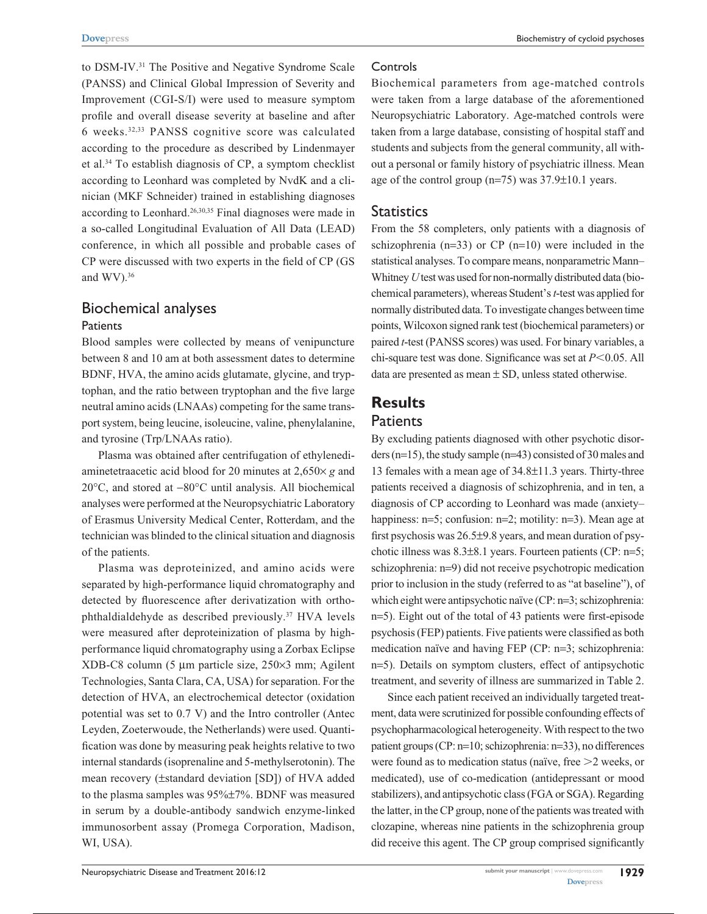to DSM-IV.[31] The Positive and Negative Syndrome Scale (PANSS) and Clinical Global Impression of Severity and Improvement (CGI-S/I) were used to measure symptom profile and overall disease severity at baseline and after 6 weeks.[32,33] PANSS cognitive score was calculated according to the procedure as described by Lindenmayer et al.[34] To establish diagnosis of CP, a symptom checklist according to Leonhard was completed by NvdK and a clinician (MKF Schneider) trained in establishing diagnoses according to Leonhard.[26,30,35] Final diagnoses were made in a so-called Longitudinal Evaluation of All Data (LEAD) conference, in which all possible and probable cases of CP were discussed with two experts in the field of CP (GS and WV).[36]

## Biochemical analyses

### Patients

Blood samples were collected by means of venipuncture between 8 and 10 am at both assessment dates to determine BDNF, HVA, the amino acids glutamate, glycine, and tryptophan, and the ratio between tryptophan and the five large neutral amino acids (LNAAs) competing for the same transport system, being leucine, isoleucine, valine, phenylalanine, and tyrosine (Trp/LNAAs ratio).

Plasma was obtained after centrifugation of ethylenediaminetetraacetic acid blood for 20 minutes at 2,650× *g* and 20°C, and stored at −80°C until analysis. All biochemical analyses were performed at the Neuropsychiatric Laboratory of Erasmus University Medical Center, Rotterdam, and the technician was blinded to the clinical situation and diagnosis of the patients.

Plasma was deproteinized, and amino acids were separated by high-performance liquid chromatography and detected by fluorescence after derivatization with ortho-phthaldialdehyde as described previously.[37] HVA levels were measured after deproteinization of plasma by high-performance liquid chromatography using a Zorbax Eclipse XDB-C8 column (5 µm particle size, 250×3 mm; Agilent Technologies, Santa Clara, CA, USA) for separation. For the detection of HVA, an electrochemical detector (oxidation potential was set to 0.7 V) and the Intro controller (Antec Leyden, Zoeterwoude, the Netherlands) were used. Quantification was done by measuring peak heights relative to two internal standards (isoprenaline and 5-methylserotonin). The mean recovery (±standard deviation [SD]) of HVA added to the plasma samples was 95%±7%. BDNF was measured in serum by a double-antibody sandwich enzyme-linked immunosorbent assay (Promega Corporation, Madison, WI, USA).

### Controls

Biochemical parameters from age-matched controls were taken from a large database of the aforementioned Neuropsychiatric Laboratory. Age-matched controls were taken from a large database, consisting of hospital staff and students and subjects from the general community, all without a personal or family history of psychiatric illness. Mean age of the control group (n=75) was 37.9±10.1 years.

## Statistics

From the 58 completers, only patients with a diagnosis of schizophrenia (n=33) or CP (n=10) were included in the statistical analyses. To compare means, nonparametric Mann–Whitney *U* test was used for non-normally distributed data (biochemical parameters), whereas Student's *t*-test was applied for normally distributed data. To investigate changes between time points, Wilcoxon signed rank test (biochemical parameters) or paired *t*-test (PANSS scores) was used. For binary variables, a chi-square test was done. Significance was set at $P<0.05$. All data are presented as mean ± SD, unless stated otherwise.

# Results

## Patients

By excluding patients diagnosed with other psychotic disorders (n=15), the study sample (n=43) consisted of 30 males and 13 females with a mean age of 34.8±11.3 years. Thirty-three patients received a diagnosis of schizophrenia, and in ten, a diagnosis of CP according to Leonhard was made (anxiety–happiness: n=5; confusion: n=2; motility: n=3). Mean age at first psychosis was 26.5±9.8 years, and mean duration of psychotic illness was 8.3±8.1 years. Fourteen patients (CP: n=5; schizophrenia: n=9) did not receive psychotropic medication prior to inclusion in the study (referred to as "at baseline"), of which eight were antipsychotic naïve (CP: n=3; schizophrenia: n=5). Eight out of the total of 43 patients were first-episode psychosis (FEP) patients. Five patients were classified as both medication naïve and having FEP (CP: n=3; schizophrenia: n=5). Details on symptom clusters, effect of antipsychotic treatment, and severity of illness are summarized in Table 2.

Since each patient received an individually targeted treatment, data were scrutinized for possible confounding effects of psychopharmacological heterogeneity. With respect to the two patient groups (CP: n=10; schizophrenia: n=33), no differences were found as to medication status (naïve, free >2 weeks, or medicated), use of co-medication (antidepressant or mood stabilizers), and antipsychotic class (FGA or SGA). Regarding the latter, in the CP group, none of the patients was treated with clozapine, whereas nine patients in the schizophrenia group did receive this agent. The CP group comprised significantly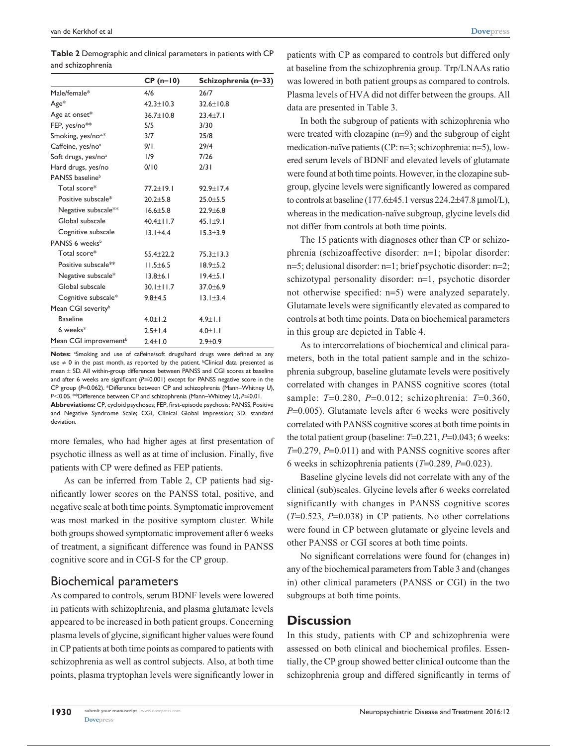**Table 2** Demographic and clinical parameters in patients with CP and schizophrenia

| | CP (n=10) | Schizophrenia (n=33) |
|---|---|---|
| Male/female* | 4/6 | 26/7 |
| Age* | 42.3±10.3 | 32.6±10.8 |
| Age at onset* | 36.7±10.8 | 23.4±7.1 |
| FEP, yes/no** | 5/5 | 3/30 |
| Smoking, yes/no[a,*] | 3/7 | 25/8 |
| Caffeine, yes/no[a] | 9/1 | 29/4 |
| Soft drugs, yes/no[a] | 1/9 | 7/26 |
| Hard drugs, yes/no | 0/10 | 2/31 |
| PANSS baseline[b] | | |
| Total score* | 77.2±19.1 | 92.9±17.4 |
| Positive subscale* | 20.2±5.8 | 25.0±5.5 |
| Negative subscale** | 16.6±5.8 | 22.9±6.8 |
| Global subscale | 40.4±11.7 | 45.1±9.1 |
| Cognitive subscale | 13.1±4.4 | 15.3±3.9 |
| PANSS 6 weeks[b] | | |
| Total score* | 55.4±22.2 | 75.3±13.3 |
| Positive subscale** | 11.5±6.5 | 18.9±5.2 |
| Negative subscale* | 13.8±6.1 | 19.4±5.1 |
| Global subscale | 30.1±11.7 | 37.0±6.9 |
| Cognitive subscale* | 9.8±4.5 | 13.1±3.4 |
| Mean CGI severity[b] | | |
| Baseline | 4.0±1.2 | 4.9±1.1 |
| 6 weeks* | 2.5±1.4 | 4.0±1.1 |
| Mean CGI improvement[b] | 2.4±1.0 | 2.9±0.9 |

**Notes:** [a]Smoking and use of caffeine/soft drugs/hard drugs were defined as any use ≠ 0 in the past month, as reported by the patient. [b]Clinical data presented as mean ± SD. All within-group differences between PANSS and CGI scores at baseline and after 6 weeks are significant ($P \leq 0.001$) except for PANSS negative score in the CP group ($P=0.062$). *Difference between CP and schizophrenia (Mann–Whitney *U*), $P<0.05$. **Difference between CP and schizophrenia (Mann–Whitney *U*), $P \leq 0.01$.

**Abbreviations:** CP, cycloid psychoses; FEP, first-episode psychosis; PANSS, Positive and Negative Syndrome Scale; CGI, Clinical Global Impression; SD, standard deviation.

more females, who had higher ages at first presentation of psychotic illness as well as at time of inclusion. Finally, five patients with CP were defined as FEP patients.

As can be inferred from Table 2, CP patients had significantly lower scores on the PANSS total, positive, and negative scale at both time points. Symptomatic improvement was most marked in the positive symptom cluster. While both groups showed symptomatic improvement after 6 weeks of treatment, a significant difference was found in PANSS cognitive score and in CGI-S for the CP group.

## Biochemical parameters

As compared to controls, serum BDNF levels were lowered in patients with schizophrenia, and plasma glutamate levels appeared to be increased in both patient groups. Concerning plasma levels of glycine, significant higher values were found in CP patients at both time points as compared to patients with schizophrenia as well as control subjects. Also, at both time points, plasma tryptophan levels were significantly lower in patients with CP as compared to controls but differed only at baseline from the schizophrenia group. Trp/LNAAs ratio was lowered in both patient groups as compared to controls. Plasma levels of HVA did not differ between the groups. All data are presented in Table 3.

In both the subgroup of patients with schizophrenia who were treated with clozapine (n=9) and the subgroup of eight medication-naïve patients (CP: n=3; schizophrenia: n=5), lowered serum levels of BDNF and elevated levels of glutamate were found at both time points. However, in the clozapine subgroup, glycine levels were significantly lowered as compared to controls at baseline (177.6±45.1 versus 224.2±47.8 μmol/L), whereas in the medication-naïve subgroup, glycine levels did not differ from controls at both time points.

The 15 patients with diagnoses other than CP or schizophrenia (schizoaffective disorder: n=1; bipolar disorder: n=5; delusional disorder: n=1; brief psychotic disorder: n=2; schizotypal personality disorder: n=1, psychotic disorder not otherwise specified: n=5) were analyzed separately. Glutamate levels were significantly elevated as compared to controls at both time points. Data on biochemical parameters in this group are depicted in Table 4.

As to intercorrelations of biochemical and clinical parameters, both in the total patient sample and in the schizophrenia subgroup, baseline glutamate levels were positively correlated with changes in PANSS cognitive scores (total sample: $T=0.280$, $P=0.012$; schizophrenia: $T=0.360$, $P=0.005$). Glutamate levels after 6 weeks were positively correlated with PANSS cognitive scores at both time points in the total patient group (baseline: $T=0.221$, $P=0.043$; 6 weeks: $T=0.279$, $P=0.011$) and with PANSS cognitive scores after 6 weeks in schizophrenia patients ($T=0.289$, $P=0.023$).

Baseline glycine levels did not correlate with any of the clinical (sub)scales. Glycine levels after 6 weeks correlated significantly with changes in PANSS cognitive scores ($T=0.523$, $P=0.038$) in CP patients. No other correlations were found in CP between glutamate or glycine levels and other PANSS or CGI scores at both time points.

No significant correlations were found for (changes in) any of the biochemical parameters from Table 3 and (changes in) other clinical parameters (PANSS or CGI) in the two subgroups at both time points.

## Discussion

In this study, patients with CP and schizophrenia were assessed on both clinical and biochemical profiles. Essentially, the CP group showed better clinical outcome than the schizophrenia group and differed significantly in terms of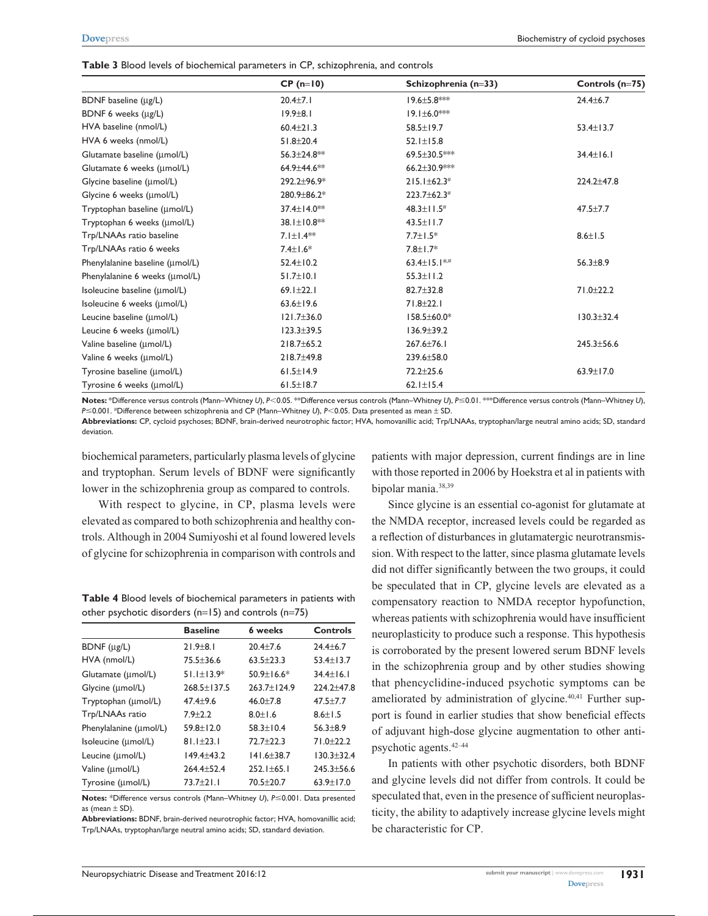**Table 3** Blood levels of biochemical parameters in CP, schizophrenia, and controls

| | CP (n=10) | Schizophrenia (n=33) | Controls (n=75) |
|---|---|---|---|
| BDNF baseline (μg/L) | 20.4±7.1 | 19.6±5.8*** | 24.4±6.7 |
| BDNF 6 weeks (μg/L) | 19.9±8.1 | 19.1±6.0*** | |
| HVA baseline (nmol/L) | 60.4±21.3 | 58.5±19.7 | 53.4±13.7 |
| HVA 6 weeks (nmol/L) | 51.8±20.4 | 52.1±15.8 | |
| Glutamate baseline (μmol/L) | 56.3±24.8** | 69.5±30.5*** | 34.4±16.1 |
| Glutamate 6 weeks (μmol/L) | 64.9±44.6** | 66.2±30.9*** | |
| Glycine baseline (μmol/L) | 292.2±96.9* | 215.1±62.3# | 224.2±47.8 |
| Glycine 6 weeks (μmol/L) | 280.9±86.2* | 223.7±62.3# | |
| Tryptophan baseline (μmol/L) | 37.4±14.0** | 48.3±11.5# | 47.5±7.7 |
| Tryptophan 6 weeks (μmol/L) | 38.1±10.8** | 43.5±11.7 | |
| Trp/LNAAs ratio baseline | 7.1±1.4** | 7.7±1.5* | 8.6±1.5 |
| Trp/LNAAs ratio 6 weeks | 7.4±1.6* | 7.8±1.7* | |
| Phenylalanine baseline (μmol/L) | 52.4±10.2 | 63.4±15.1*# | 56.3±8.9 |
| Phenylalanine 6 weeks (μmol/L) | 51.7±10.1 | 55.3±11.2 | |
| Isoleucine baseline (μmol/L) | 69.1±22.1 | 82.7±32.8 | 71.0±22.2 |
| Isoleucine 6 weeks (μmol/L) | 63.6±19.6 | 71.8±22.1 | |
| Leucine baseline (μmol/L) | 121.7±36.0 | 158.5±60.0* | 130.3±32.4 |
| Leucine 6 weeks (μmol/L) | 123.3±39.5 | 136.9±39.2 | |
| Valine baseline (μmol/L) | 218.7±65.2 | 267.6±76.1 | 245.3±56.6 |
| Valine 6 weeks (μmol/L) | 218.7±49.8 | 239.6±58.0 | |
| Tyrosine baseline (μmol/L) | 61.5±14.9 | 72.2±25.6 | 63.9±17.0 |
| Tyrosine 6 weeks (μmol/L) | 61.5±18.7 | 62.1±15.4 | |

**Notes:** *Difference versus controls (Mann–Whitney *U*), $P<0.05$. **Difference versus controls (Mann–Whitney *U*), $P\leq0.01$. ***Difference versus controls (Mann–Whitney *U*), $P\leq0.001$. #Difference between schizophrenia and CP (Mann–Whitney *U*), $P<0.05$. Data presented as mean ± SD.

**Abbreviations:** CP, cycloid psychoses; BDNF, brain-derived neurotrophic factor; HVA, homovanillic acid; Trp/LNAAs, tryptophan/large neutral amino acids; SD, standard deviation.

biochemical parameters, particularly plasma levels of glycine and tryptophan. Serum levels of BDNF were significantly lower in the schizophrenia group as compared to controls.

With respect to glycine, in CP, plasma levels were elevated as compared to both schizophrenia and healthy controls. Although in 2004 Sumiyoshi et al found lowered levels of glycine for schizophrenia in comparison with controls and patients with major depression, current findings are in line with those reported in 2006 by Hoekstra et al in patients with bipolar mania.[38,39]

**Table 4** Blood levels of biochemical parameters in patients with other psychotic disorders (n=15) and controls (n=75)

| | Baseline | 6 weeks | Controls |
|---|---|---|---|
| BDNF (μg/L) | 21.9±8.1 | 20.4±7.6 | 24.4±6.7 |
| HVA (nmol/L) | 75.5±36.6 | 63.5±23.3 | 53.4±13.7 |
| Glutamate (μmol/L) | 51.1±13.9* | 50.9±16.6* | 34.4±16.1 |
| Glycine (μmol/L) | 268.5±137.5 | 263.7±124.9 | 224.2±47.8 |
| Tryptophan (μmol/L) | 47.4±9.6 | 46.0±7.8 | 47.5±7.7 |
| Trp/LNAAs ratio | 7.9±2.2 | 8.0±1.6 | 8.6±1.5 |
| Phenylalanine (μmol/L) | 59.8±12.0 | 58.3±10.4 | 56.3±8.9 |
| Isoleucine (μmol/L) | 81.1±23.1 | 72.7±22.3 | 71.0±22.2 |
| Leucine (μmol/L) | 149.4±43.2 | 141.6±38.7 | 130.3±32.4 |
| Valine (μmol/L) | 264.4±52.4 | 252.1±65.1 | 245.3±56.6 |
| Tyrosine (μmol/L) | 73.7±21.1 | 70.5±20.7 | 63.9±17.0 |

**Notes:** *Difference versus controls (Mann–Whitney *U*), $P\leq0.001$. Data presented as (mean ± SD).

**Abbreviations:** BDNF, brain-derived neurotrophic factor; HVA, homovanillic acid; Trp/LNAAs, tryptophan/large neutral amino acids; SD, standard deviation.

Since glycine is an essential co-agonist for glutamate at the NMDA receptor, increased levels could be regarded as a reflection of disturbances in glutamatergic neurotransmission. With respect to the latter, since plasma glutamate levels did not differ significantly between the two groups, it could be speculated that in CP, glycine levels are elevated as a compensatory reaction to NMDA receptor hypofunction, whereas patients with schizophrenia would have insufficient neuroplasticity to produce such a response. This hypothesis is corroborated by the present lowered serum BDNF levels in the schizophrenia group and by other studies showing that phencyclidine-induced psychotic symptoms can be ameliorated by administration of glycine.[40,41] Further support is found in earlier studies that show beneficial effects of adjuvant high-dose glycine augmentation to other antipsychotic agents.[42–44]

In patients with other psychotic disorders, both BDNF and glycine levels did not differ from controls. It could be speculated that, even in the presence of sufficient neuroplasticity, the ability to adaptively increase glycine levels might be characteristic for CP.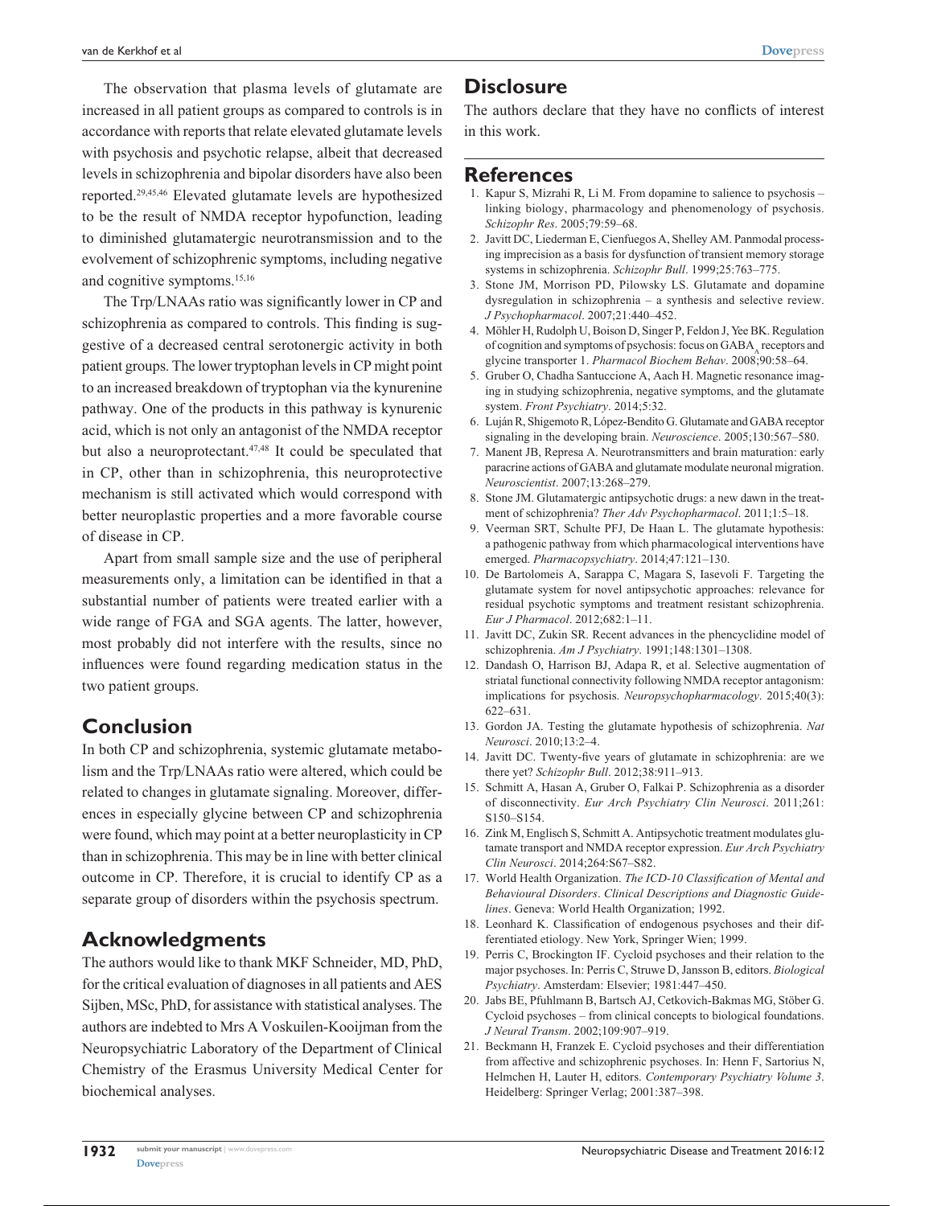The observation that plasma levels of glutamate are increased in all patient groups as compared to controls is in accordance with reports that relate elevated glutamate levels with psychosis and psychotic relapse, albeit that decreased levels in schizophrenia and bipolar disorders have also been reported.[29,45,46] Elevated glutamate levels are hypothesized to be the result of NMDA receptor hypofunction, leading to diminished glutamatergic neurotransmission and to the evolvement of schizophrenic symptoms, including negative and cognitive symptoms.[15,16]

The Trp/LNAAs ratio was significantly lower in CP and schizophrenia as compared to controls. This finding is suggestive of a decreased central serotonergic activity in both patient groups. The lower tryptophan levels in CP might point to an increased breakdown of tryptophan via the kynurenine pathway. One of the products in this pathway is kynurenic acid, which is not only an antagonist of the NMDA receptor but also a neuroprotectant.[47,48] It could be speculated that in CP, other than in schizophrenia, this neuroprotective mechanism is still activated which would correspond with better neuroplastic properties and a more favorable course of disease in CP.

Apart from small sample size and the use of peripheral measurements only, a limitation can be identified in that a substantial number of patients were treated earlier with a wide range of FGA and SGA agents. The latter, however, most probably did not interfere with the results, since no influences were found regarding medication status in the two patient groups.

## Conclusion

In both CP and schizophrenia, systemic glutamate metabolism and the Trp/LNAAs ratio were altered, which could be related to changes in glutamate signaling. Moreover, differences in especially glycine between CP and schizophrenia were found, which may point at a better neuroplasticity in CP than in schizophrenia. This may be in line with better clinical outcome in CP. Therefore, it is crucial to identify CP as a separate group of disorders within the psychosis spectrum.

## Acknowledgments

The authors would like to thank MKF Schneider, MD, PhD, for the critical evaluation of diagnoses in all patients and AES Sijben, MSc, PhD, for assistance with statistical analyses. The authors are indebted to Mrs A Voskuilen-Kooijman from the Neuropsychiatric Laboratory of the Department of Clinical Chemistry of the Erasmus University Medical Center for biochemical analyses.

## Disclosure

The authors declare that they have no conflicts of interest in this work.

## References

1. Kapur S, Mizrahi R, Li M. From dopamine to salience to psychosis – linking biology, pharmacology and phenomenology of psychosis. *Schizophr Res*. 2005;79:59–68.
2. Javitt DC, Liederman E, Cienfuegos A, Shelley AM. Panmodal processing imprecision as a basis for dysfunction of transient memory storage systems in schizophrenia. *Schizophr Bull*. 1999;25:763–775.
3. Stone JM, Morrison PD, Pilowsky LS. Glutamate and dopamine dysregulation in schizophrenia – a synthesis and selective review. *J Psychopharmacol*. 2007;21:440–452.
4. Möhler H, Rudolph U, Boison D, Singer P, Feldon J, Yee BK. Regulation of cognition and symptoms of psychosis: focus on $GABA_A$ receptors and glycine transporter 1. *Pharmacol Biochem Behav*. 2008;90:58–64.
5. Gruber O, Chadha Santuccione A, Aach H. Magnetic resonance imaging in studying schizophrenia, negative symptoms, and the glutamate system. *Front Psychiatry*. 2014;5:32.
6. Luján R, Shigemoto R, López-Bendito G. Glutamate and GABA receptor signaling in the developing brain. *Neuroscience*. 2005;130:567–580.
7. Manent JB, Represa A. Neurotransmitters and brain maturation: early paracrine actions of GABA and glutamate modulate neuronal migration. *Neuroscientist*. 2007;13:268–279.
8. Stone JM. Glutamatergic antipsychotic drugs: a new dawn in the treatment of schizophrenia? *Ther Adv Psychopharmacol*. 2011;1:5–18.
9. Veerman SRT, Schulte PFJ, De Haan L. The glutamate hypothesis: a pathogenic pathway from which pharmacological interventions have emerged. *Pharmacopsychiatry*. 2014;47:121–130.
10. De Bartolomeis A, Sarappa C, Magara S, Iasevoli F. Targeting the glutamate system for novel antipsychotic approaches: relevance for residual psychotic symptoms and treatment resistant schizophrenia. *Eur J Pharmacol*. 2012;682:1–11.
11. Javitt DC, Zukin SR. Recent advances in the phencyclidine model of schizophrenia. *Am J Psychiatry*. 1991;148:1301–1308.
12. Dandash O, Harrison BJ, Adapa R, et al. Selective augmentation of striatal functional connectivity following NMDA receptor antagonism: implications for psychosis. *Neuropsychopharmacology*. 2015;40(3):622–631.
13. Gordon JA. Testing the glutamate hypothesis of schizophrenia. *Nat Neurosci*. 2010;13:2–4.
14. Javitt DC. Twenty-five years of glutamate in schizophrenia: are we there yet? *Schizophr Bull*. 2012;38:911–913.
15. Schmitt A, Hasan A, Gruber O, Falkai P. Schizophrenia as a disorder of disconnectivity. *Eur Arch Psychiatry Clin Neurosci*. 2011;261:S150–S154.
16. Zink M, Englisch S, Schmitt A. Antipsychotic treatment modulates glutamate transport and NMDA receptor expression. *Eur Arch Psychiatry Clin Neurosci*. 2014;264:S67–S82.
17. World Health Organization. *The ICD-10 Classification of Mental and Behavioural Disorders. Clinical Descriptions and Diagnostic Guidelines*. Geneva: World Health Organization; 1992.
18. Leonhard K. Classification of endogenous psychoses and their differentiated etiology. New York, Springer Wien; 1999.
19. Perris C, Brockington IF. Cycloid psychoses and their relation to the major psychoses. In: Perris C, Struwe D, Jansson B, editors. *Biological Psychiatry*. Amsterdam: Elsevier; 1981:447–450.
20. Jabs BE, Pfuhlmann B, Bartsch AJ, Cetkovich-Bakmas MG, Stöber G. Cycloid psychoses – from clinical concepts to biological foundations. *J Neural Transm*. 2002;109:907–919.
21. Beckmann H, Franzek E. Cycloid psychoses and their differentiation from affective and schizophrenic psychoses. In: Henn F, Sartorius N, Helmchen H, Lauter H, editors. *Contemporary Psychiatry Volume 3*. Heidelberg: Springer Verlag; 2001:387–398.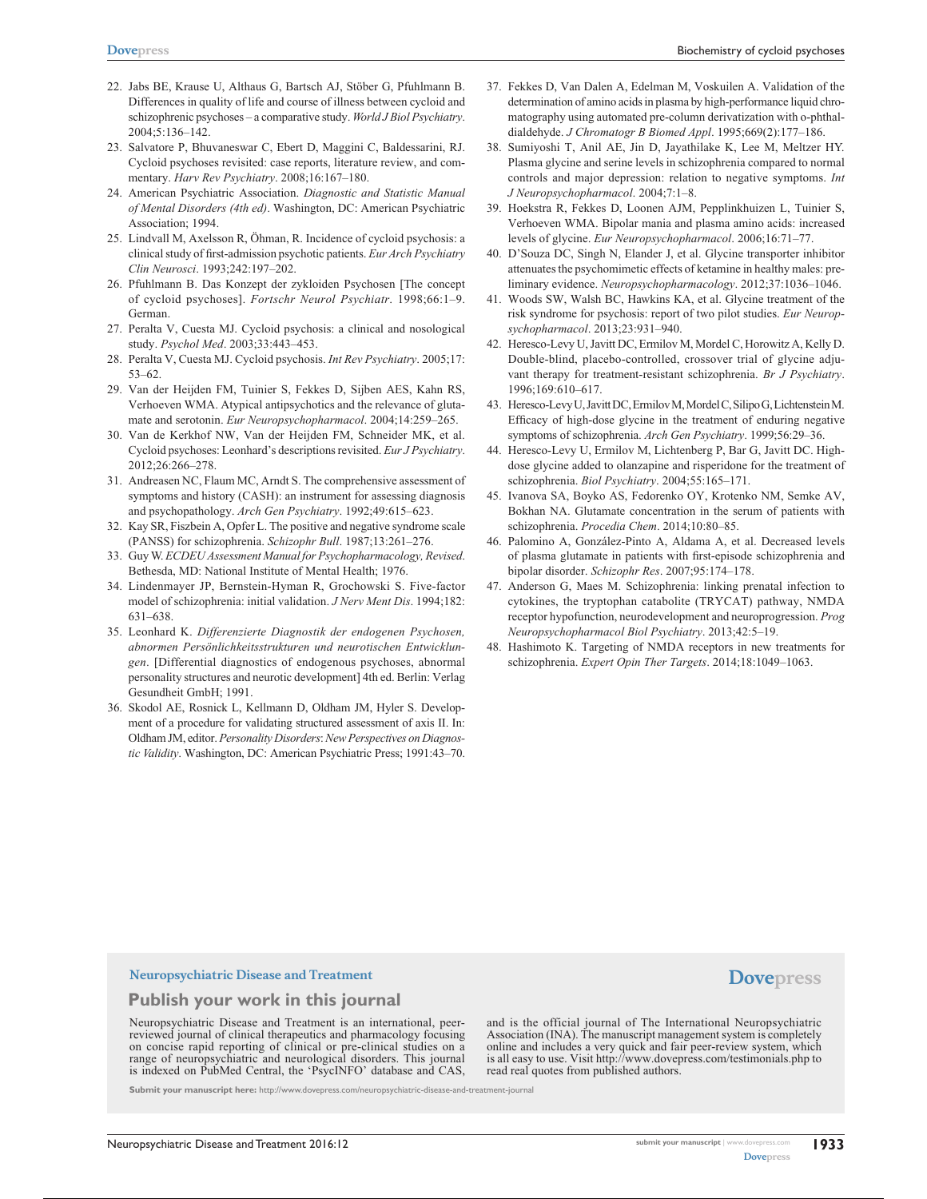22. Jabs BE, Krause U, Althaus G, Bartsch AJ, Stöber G, Pfuhlmann B. Differences in quality of life and course of illness between cycloid and schizophrenic psychoses – a comparative study. *World J Biol Psychiatry*. 2004;5:136–142.
23. Salvatore P, Bhuvaneswar C, Ebert D, Maggini C, Baldessarini, RJ. Cycloid psychoses revisited: case reports, literature review, and commentary. *Harv Rev Psychiatry*. 2008;16:167–180.
24. American Psychiatric Association. *Diagnostic and Statistic Manual of Mental Disorders (4th ed)*. Washington, DC: American Psychiatric Association; 1994.
25. Lindvall M, Axelsson R, Öhman, R. Incidence of cycloid psychosis: a clinical study of first-admission psychotic patients. *Eur Arch Psychiatry Clin Neurosci*. 1993;242:197–202.
26. Pfuhlmann B. Das Konzept der zykloiden Psychosen [The concept of cycloid psychoses]. *Fortschr Neurol Psychiatr*. 1998;66:1–9. German.
27. Peralta V, Cuesta MJ. Cycloid psychosis: a clinical and nosological study. *Psychol Med*. 2003;33:443–453.
28. Peralta V, Cuesta MJ. Cycloid psychosis. *Int Rev Psychiatry*. 2005;17:53–62.
29. Van der Heijden FM, Tuinier S, Fekkes D, Sijben AES, Kahn RS, Verhoeven WMA. Atypical antipsychotics and the relevance of glutamate and serotonin. *Eur Neuropsychopharmacol*. 2004;14:259–265.
30. Van de Kerkhof NW, Van der Heijden FM, Schneider MK, et al. Cycloid psychoses: Leonhard's descriptions revisited. *Eur J Psychiatry*. 2012;26:266–278.
31. Andreasen NC, Flaum MC, Arndt S. The comprehensive assessment of symptoms and history (CASH): an instrument for assessing diagnosis and psychopathology. *Arch Gen Psychiatry*. 1992;49:615–623.
32. Kay SR, Fiszbein A, Opfer L. The positive and negative syndrome scale (PANSS) for schizophrenia. *Schizophr Bull*. 1987;13:261–276.
33. Guy W. *ECDEU Assessment Manual for Psychopharmacology, Revised.* Bethesda, MD: National Institute of Mental Health; 1976.
34. Lindenmayer JP, Bernstein-Hyman R, Grochowski S. Five-factor model of schizophrenia: initial validation. *J Nerv Ment Dis*. 1994;182:631–638.
35. Leonhard K. *Differenzierte Diagnostik der endogenen Psychosen, abnormen Persönlichkeitsstrukturen und neurotischen Entwicklungen*. [Differential diagnostics of endogenous psychoses, abnormal personality structures and neurotic development] 4th ed. Berlin: Verlag Gesundheit GmbH; 1991.
36. Skodol AE, Rosnick L, Kellmann D, Oldham JM, Hyler S. Development of a procedure for validating structured assessment of axis II. In: Oldham JM, editor. *Personality Disorders*: *New Perspectives on Diagnostic Validity*. Washington, DC: American Psychiatric Press; 1991:43–70.
37. Fekkes D, Van Dalen A, Edelman M, Voskuilen A. Validation of the determination of amino acids in plasma by high-performance liquid chromatography using automated pre-column derivatization with o-phthaldialdehyde. *J Chromatogr B Biomed Appl*. 1995;669(2):177–186.
38. Sumiyoshi T, Anil AE, Jin D, Jayathilake K, Lee M, Meltzer HY. Plasma glycine and serine levels in schizophrenia compared to normal controls and major depression: relation to negative symptoms. *Int J Neuropsychopharmacol*. 2004;7:1–8.
39. Hoekstra R, Fekkes D, Loonen AJM, Pepplinkhuizen L, Tuinier S, Verhoeven WMA. Bipolar mania and plasma amino acids: increased levels of glycine. *Eur Neuropsychopharmacol*. 2006;16:71–77.
40. D'Souza DC, Singh N, Elander J, et al. Glycine transporter inhibitor attenuates the psychomimetic effects of ketamine in healthy males: preliminary evidence. *Neuropsychopharmacology*. 2012;37:1036–1046.
41. Woods SW, Walsh BC, Hawkins KA, et al. Glycine treatment of the risk syndrome for psychosis: report of two pilot studies. *Eur Neuropsychopharmacol*. 2013;23:931–940.
42. Heresco-Levy U, Javitt DC, Ermilov M, Mordel C, Horowitz A, Kelly D. Double-blind, placebo-controlled, crossover trial of glycine adjuvant therapy for treatment-resistant schizophrenia. *Br J Psychiatry*. 1996;169:610–617.
43. Heresco-Levy U, Javitt DC, Ermilov M, Mordel C, Silipo G, Lichtenstein M. Efficacy of high-dose glycine in the treatment of enduring negative symptoms of schizophrenia. *Arch Gen Psychiatry*. 1999;56:29–36.
44. Heresco-Levy U, Ermilov M, Lichtenberg P, Bar G, Javitt DC. High-dose glycine added to olanzapine and risperidone for the treatment of schizophrenia. *Biol Psychiatry*. 2004;55:165–171.
45. Ivanova SA, Boyko AS, Fedorenko OY, Krotenko NM, Semke AV, Bokhan NA. Glutamate concentration in the serum of patients with schizophrenia. *Procedia Chem*. 2014;10:80–85.
46. Palomino A, González-Pinto A, Aldama A, et al. Decreased levels of plasma glutamate in patients with first-episode schizophrenia and bipolar disorder. *Schizophr Res*. 2007;95:174–178.
47. Anderson G, Maes M. Schizophrenia: linking prenatal infection to cytokines, the tryptophan catabolite (TRYCAT) pathway, NMDA receptor hypofunction, neurodevelopment and neuroprogression. *Prog Neuropsychopharmacol Biol Psychiatry*. 2013;42:5–19.
48. Hashimoto K. Targeting of NMDA receptors in new treatments for schizophrenia. *Expert Opin Ther Targets*. 2014;18:1049–1063.

**Neuropsychiatric Disease and Treatment**

## Publish your work in this journal

Neuropsychiatric Disease and Treatment is an international, peer-reviewed journal of clinical therapeutics and pharmacology focusing on concise rapid reporting of clinical or pre-clinical studies on a range of neuropsychiatric and neurological disorders. This journal is indexed on PubMed Central, the 'PsycINFO' database and CAS, and is the official journal of The International Neuropsychiatric Association (INA). The manuscript management system is completely online and includes a very quick and fair peer-review system, which is all easy to use. Visit http://www.dovepress.com/testimonials.php to read real quotes from published authors.

**Submit your manuscript here:** http://www.dovepress.com/neuropsychiatric-disease-and-treatment-journal